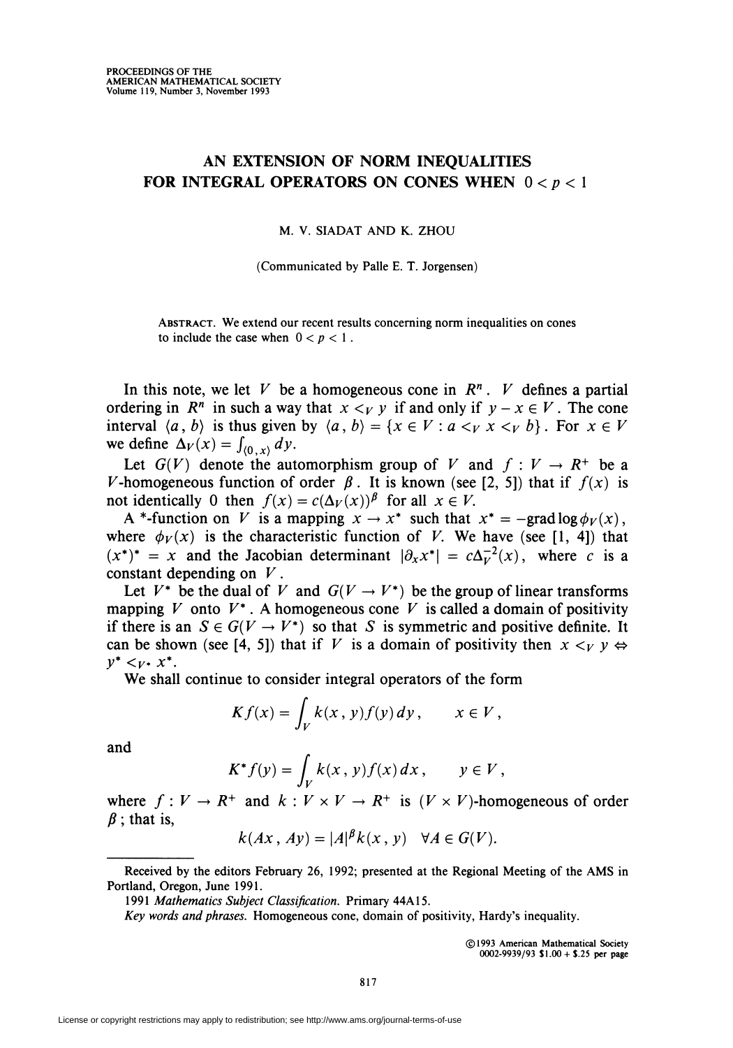# AN EXTENSION OF NORM INEQUALITIES FOR INTEGRAL OPERATORS ON CONES WHEN $0 < p < 1$

M. V. SIADAT AND K. ZHOU

(Communicated by Palle E. T. Jorgensen)

ABSTRACT. We extend our recent results concerning norm inequalities on cones to include the case when $0 < p < 1$.

In this note, we let $V$ be a homogeneous cone in $R^n$. $V$ defines a partial ordering in $R^n$ in such a way that $x <_V y$ if and only if $y - x \in V$. The cone interval $\langle a, b \rangle$ is thus given by $\langle a, b \rangle = \{x \in V : a <_V x <_V b\}$. For $x \in V$ we define $\Delta_V(x) = \int_{\langle 0, x \rangle} dy$.

Let $G(V)$ denote the automorphism group of $V$ and $f : V \to R^+$ be a $V$-homogeneous function of order $\beta$. It is known (see [2, 5]) that if $f(x)$ is not identically 0 then $f(x) = c(\Delta_V(x))^\beta$ for all $x \in V$.

A \*-function on $V$ is a mapping $x \to x^*$ such that $x^* = -\operatorname{grad} \log \phi_V(x)$, where $\phi_V(x)$ is the characteristic function of $V$. We have (see [1, 4]) that $(x^*)^* = x$ and the Jacobian determinant $|\partial_x x^*| = c\Delta_V^{-2}(x)$, where $c$ is a constant depending on $V$.

Let $V^*$ be the dual of $V$ and $G(V \to V^*)$ be the group of linear transforms mapping $V$ onto $V^*$. A homogeneous cone $V$ is called a domain of positivity if there is an $S \in G(V \to V^*)$ so that $S$ is symmetric and positive definite. It can be shown (see [4, 5]) that if $V$ is a domain of positivity then $x <_V y \Leftrightarrow y^* <_{V^*} x^*$.

We shall continue to consider integral operators of the form

$$Kf(x) = \int_V k(x, y) f(y)\, dy, \qquad x \in V,$$

and

$$K^* f(y) = \int_V k(x, y) f(x)\, dx, \qquad y \in V,$$

where $f : V \to R^+$ and $k : V \times V \to R^+$ is $(V \times V)$-homogeneous of order $\beta$; that is,

$$k(Ax, Ay) = |A|^\beta k(x, y) \quad \forall A \in G(V).$$

---

Received by the editors February 26, 1992; presented at the Regional Meeting of the AMS in Portland, Oregon, June 1991.

1991 *Mathematics Subject Classification*. Primary 44A15.

*Key words and phrases*. Homogeneous cone, domain of positivity, Hardy's inequality.

©1993 American Mathematical Society
0002-9939/93 \$1.00 + \$.25 per page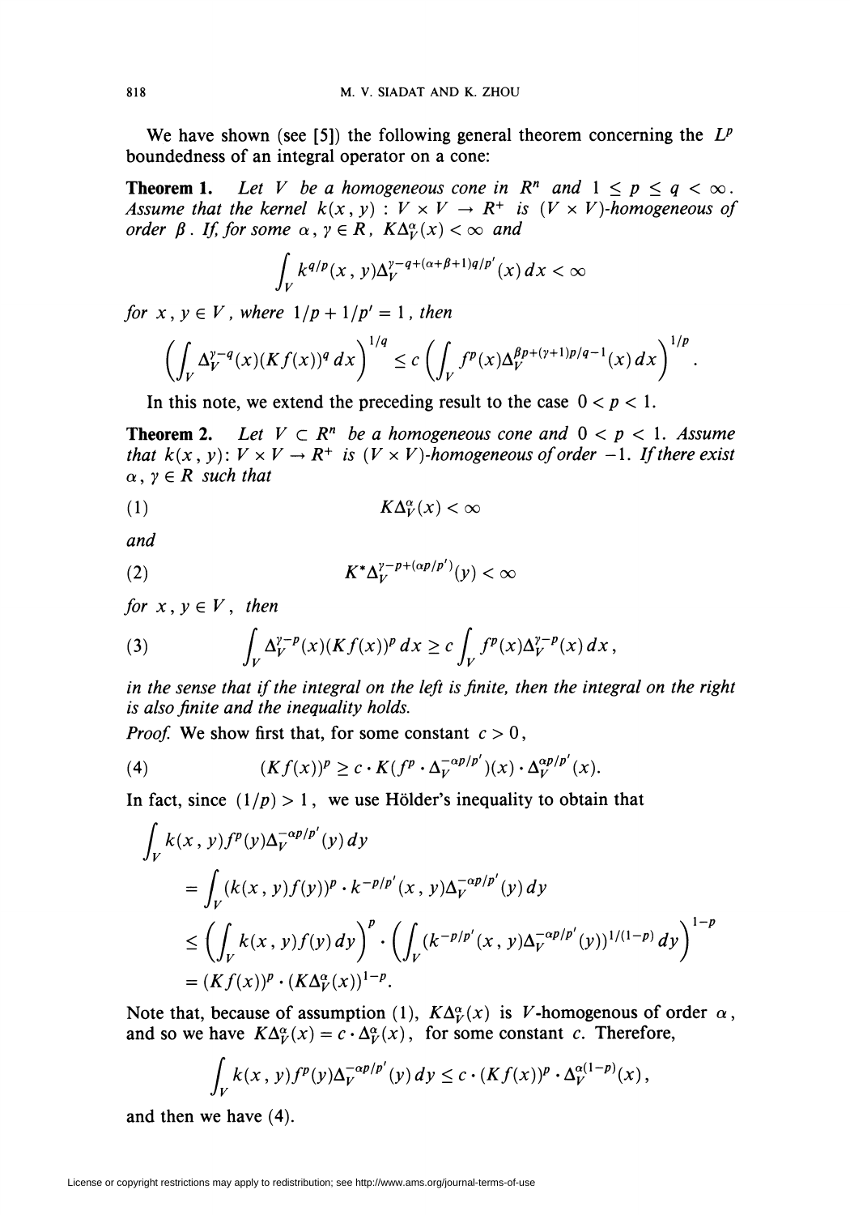We have shown (see [5]) the following general theorem concerning the $L^p$ boundedness of an integral operator on a cone:

**Theorem 1.** *Let $V$ be a homogeneous cone in $R^n$ and $1 \le p \le q < \infty$. Assume that the kernel $k(x, y) : V \times V \to R^+$ is $(V \times V)$-homogeneous of order $\beta$. If, for some $\alpha, \gamma \in R$, $K\Delta_V^\alpha(x) < \infty$ and*

$$\int_V k^{q/p}(x, y)\Delta_V^{\gamma - q + (\alpha+\beta+1)q/p'}(x)\, dx < \infty$$

*for $x, y \in V$, where $1/p + 1/p' = 1$, then*

$$\left(\int_V \Delta_V^{\gamma - q}(x)(Kf(x))^q\, dx\right)^{1/q} \le c\left(\int_V f^p(x)\Delta_V^{\beta p + (\gamma+1)p/q - 1}(x)\, dx\right)^{1/p}.$$

In this note, we extend the preceding result to the case $0 < p < 1$.

**Theorem 2.** *Let $V \subset R^n$ be a homogeneous cone and $0 < p < 1$. Assume that $k(x, y) : V \times V \to R^+$ is $(V \times V)$-homogeneous of order $-1$. If there exist $\alpha, \gamma \in R$ such that*

$$K\Delta_V^\alpha(x) < \infty \tag{1}$$

*and*

$$K^*\Delta_V^{\gamma - p + (\alpha p/p')}(y) < \infty \tag{2}$$

*for $x, y \in V$, then*

$$\int_V \Delta_V^{\gamma - p}(x)(Kf(x))^p\, dx \ge c\int_V f^p(x)\Delta_V^{\gamma - p}(x)\, dx, \tag{3}$$

*in the sense that if the integral on the left is finite, then the integral on the right is also finite and the inequality holds.*

*Proof.* We show first that, for some constant $c > 0$,

$$(Kf(x))^p \ge c \cdot K(f^p \cdot \Delta_V^{-\alpha p/p'})(x) \cdot \Delta_V^{\alpha p/p'}(x). \tag{4}$$

In fact, since $(1/p) > 1$, we use Hölder's inequality to obtain that

$$\begin{aligned}
&\int_V k(x, y)f^p(y)\Delta_V^{-\alpha p/p'}(y)\, dy \\
&= \int_V (k(x, y)f(y))^p \cdot k^{-p/p'}(x, y)\Delta_V^{-\alpha p/p'}(y)\, dy \\
&\le \left(\int_V k(x, y)f(y)\, dy\right)^p \cdot \left(\int_V (k^{-p/p'}(x, y)\Delta_V^{-\alpha p/p'}(y))^{1/(1-p)}\, dy\right)^{1-p} \\
&= (Kf(x))^p \cdot (K\Delta_V^\alpha(x))^{1-p}.
\end{aligned}$$

Note that, because of assumption (1), $K\Delta_V^\alpha(x)$ is $V$-homogenous of order $\alpha$, and so we have $K\Delta_V^\alpha(x) = c \cdot \Delta_V^\alpha(x)$, for some constant $c$. Therefore,

$$\int_V k(x, y)f^p(y)\Delta_V^{-\alpha p/p'}(y)\, dy \le c \cdot (Kf(x))^p \cdot \Delta_V^{\alpha(1-p)}(x),$$

and then we have (4).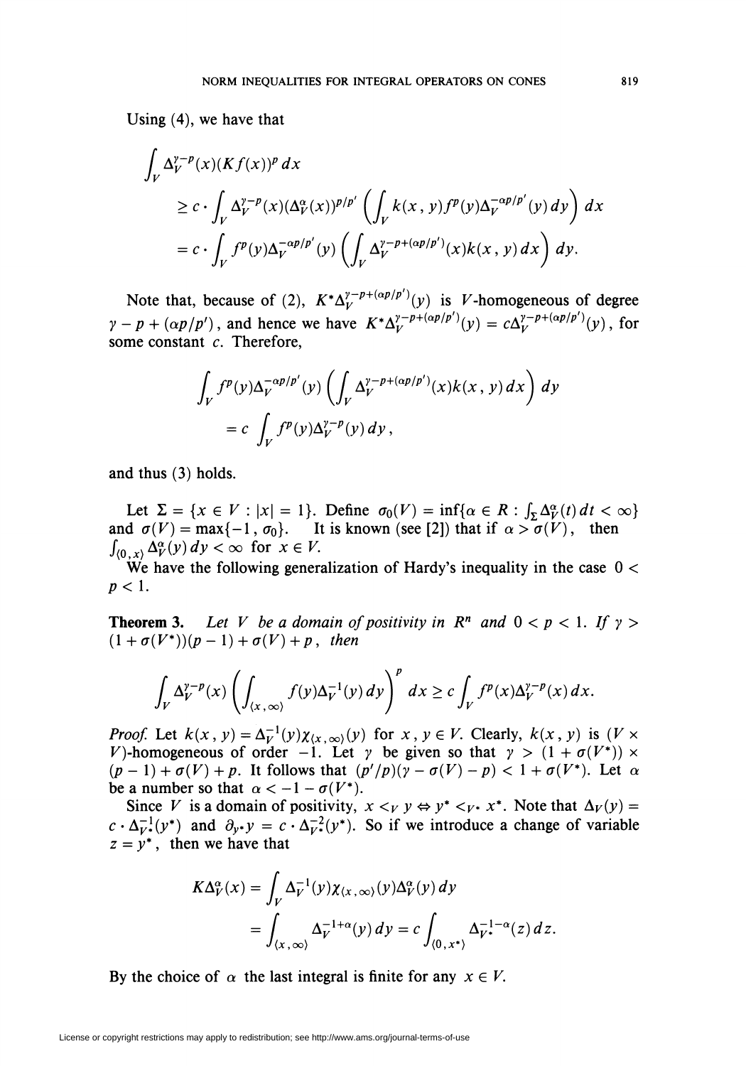Using (4), we have that

$$\begin{aligned}
&\int_V \Delta_V^{\gamma-p}(x)(Kf(x))^p\,dx \\
&\quad\geq c\cdot\int_V \Delta_V^{\gamma-p}(x)(\Delta_V^{\alpha}(x))^{p/p'}\left(\int_V k(x,y)f^p(y)\Delta_V^{-\alpha p/p'}(y)\,dy\right)dx \\
&\quad= c\cdot\int_V f^p(y)\Delta_V^{-\alpha p/p'}(y)\left(\int_V \Delta_V^{\gamma-p+(\alpha p/p')}(x)k(x,y)\,dx\right)dy.
\end{aligned}$$

Note that, because of (2), $K^*\Delta_V^{\gamma-p+(\alpha p/p')}(y)$ is $V$-homogeneous of degree $\gamma-p+(\alpha p/p')$, and hence we have $K^*\Delta_V^{\gamma-p+(\alpha p/p')}(y)=c\Delta_V^{\gamma-p+(\alpha p/p')}(y)$, for some constant $c$. Therefore,

$$\begin{aligned}
&\int_V f^p(y)\Delta_V^{-\alpha p/p'}(y)\left(\int_V \Delta_V^{\gamma-p+(\alpha p/p')}(x)k(x,y)\,dx\right)dy \\
&\quad= c\int_V f^p(y)\Delta_V^{\gamma-p}(y)\,dy,
\end{aligned}$$

and thus (3) holds.

Let $\Sigma=\{x\in V:|x|=1\}$. Define $\sigma_0(V)=\inf\{\alpha\in R:\int_\Sigma \Delta_V^{\alpha}(t)\,dt<\infty\}$ and $\sigma(V)=\max\{-1,\sigma_0\}$. It is known (see [2]) that if $\alpha>\sigma(V)$, then $\int_{\langle 0,x\rangle}\Delta_V^{\alpha}(y)\,dy<\infty$ for $x\in V$.

We have the following generalization of Hardy's inequality in the case $0<p<1$.

**Theorem 3.** *Let $V$ be a domain of positivity in $R^n$ and $0<p<1$. If $\gamma>(1+\sigma(V^*))(p-1)+\sigma(V)+p$, then*

$$\int_V \Delta_V^{\gamma-p}(x)\left(\int_{\langle x,\infty\rangle} f(y)\Delta_V^{-1}(y)\,dy\right)^p dx\geq c\int_V f^p(x)\Delta_V^{\gamma-p}(x)\,dx.$$

*Proof.* Let $k(x,y)=\Delta_V^{-1}(y)\chi_{\langle x,\infty\rangle}(y)$ for $x,y\in V$. Clearly, $k(x,y)$ is $(V\times V)$-homogeneous of order $-1$. Let $\gamma$ be given so that $\gamma>(1+\sigma(V^*))\times(p-1)+\sigma(V)+p$. It follows that $(p'/p)(\gamma-\sigma(V)-p)<1+\sigma(V^*)$. Let $\alpha$ be a number so that $\alpha<-1-\sigma(V^*)$.

Since $V$ is a domain of positivity, $x<_V y\Leftrightarrow y^*<_{V^*}x^*$. Note that $\Delta_V(y)=c\cdot\Delta_{V^*}^{-1}(y^*)$ and $\partial_{y^*}y=c\cdot\Delta_{V^*}^{-2}(y^*)$. So if we introduce a change of variable $z=y^*$, then we have that

$$\begin{aligned}
K\Delta_V^{\alpha}(x)&=\int_V \Delta_V^{-1}(y)\chi_{\langle x,\infty\rangle}(y)\Delta_V^{\alpha}(y)\,dy \\
&=\int_{\langle x,\infty\rangle}\Delta_V^{-1+\alpha}(y)\,dy=c\int_{\langle 0,x^*\rangle}\Delta_{V^*}^{-1-\alpha}(z)\,dz.
\end{aligned}$$

By the choice of $\alpha$ the last integral is finite for any $x\in V$.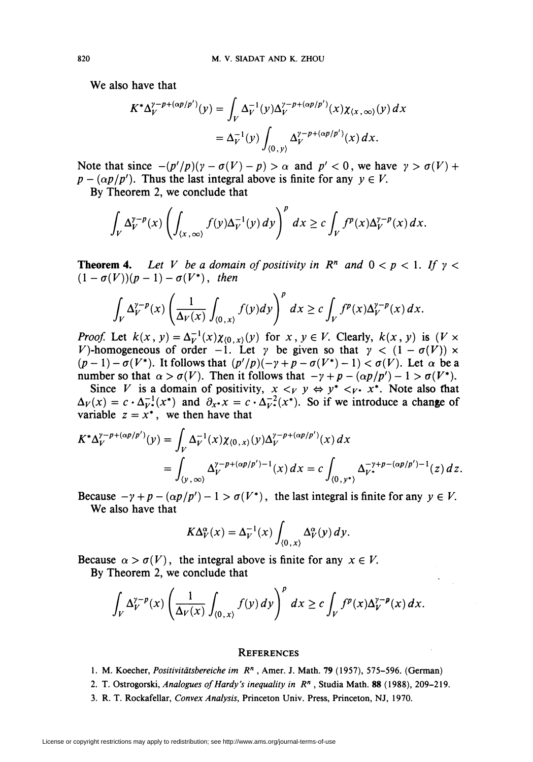We also have that

$$K^*\Delta_V^{\gamma-p+(\alpha p/p')}(y) = \int_V \Delta_V^{-1}(y)\Delta_V^{\gamma-p+(\alpha p/p')}(x)\chi_{\langle x,\infty\rangle}(y)\,dx$$
$$= \Delta_V^{-1}(y)\int_{\langle 0,y\rangle} \Delta_V^{\gamma-p+(\alpha p/p')}(x)\,dx.$$

Note that since $-(p'/p)(\gamma - \sigma(V) - p) > \alpha$ and $p' < 0$, we have $\gamma > \sigma(V) + p - (\alpha p/p')$. Thus the last integral above is finite for any $y \in V$.

By Theorem 2, we conclude that

$$\int_V \Delta_V^{\gamma-p}(x)\left(\int_{\langle x,\infty\rangle} f(y)\Delta_V^{-1}(y)\,dy\right)^p dx \geq c\int_V f^p(x)\Delta_V^{\gamma-p}(x)\,dx.$$

**Theorem 4.** *Let $V$ be a domain of positivity in $R^n$ and $0 < p < 1$. If $\gamma < (1-\sigma(V))(p-1) - \sigma(V^*)$, then*

$$\int_V \Delta_V^{\gamma-p}(x)\left(\frac{1}{\Delta_V(x)}\int_{\langle 0,x\rangle} f(y)dy\right)^p dx \geq c\int_V f^p(x)\Delta_V^{\gamma-p}(x)\,dx.$$

*Proof.* Let $k(x,y) = \Delta_V^{-1}(x)\chi_{\langle 0,x\rangle}(y)$ for $x, y \in V$. Clearly, $k(x,y)$ is $(V \times V)$-homogeneous of order $-1$. Let $\gamma$ be given so that $\gamma < (1-\sigma(V)) \times (p-1) - \sigma(V^*)$. It follows that $(p'/p)(-\gamma + p - \sigma(V^*) - 1) < \sigma(V)$. Let $\alpha$ be a number so that $\alpha > \sigma(V)$. Then it follows that $-\gamma + p - (\alpha p/p') - 1 > \sigma(V^*)$.

Since $V$ is a domain of positivity, $x <_V y \Leftrightarrow y^* <_{V^*} x^*$. Note also that $\Delta_V(x) = c \cdot \Delta_{V^*}^{-1}(x^*)$ and $\partial_{x^*}x = c \cdot \Delta_{V^*}^{-2}(x^*)$. So if we introduce a change of variable $z = x^*$, we then have that

$$K^*\Delta_V^{\gamma-p+(\alpha p/p')}(y) = \int_V \Delta_V^{-1}(x)\chi_{\langle 0,x\rangle}(y)\Delta_V^{\gamma-p+(\alpha p/p')}(x)\,dx$$
$$= \int_{\langle y,\infty\rangle} \Delta_V^{\gamma-p+(\alpha p/p')-1}(x)\,dx = c\int_{\langle 0,y^*\rangle} \Delta_{V^*}^{-\gamma+p-(\alpha p/p')-1}(z)\,dz.$$

Because $-\gamma + p - (\alpha p/p') - 1 > \sigma(V^*)$, the last integral is finite for any $y \in V$.

We also have that

$$K\Delta_V^{\alpha}(x) = \Delta_V^{-1}(x)\int_{\langle 0,x\rangle} \Delta_V^{\alpha}(y)\,dy.$$

Because $\alpha > \sigma(V)$, the integral above is finite for any $x \in V$.

By Theorem 2, we conclude that

$$\int_V \Delta_V^{\gamma-p}(x)\left(\frac{1}{\Delta_V(x)}\int_{\langle 0,x\rangle} f(y)\,dy\right)^p dx \geq c\int_V f^p(x)\Delta_V^{\gamma-p}(x)\,dx.$$

## References

1. M. Koecher, *Positivitätsbereiche im $R^n$*, Amer. J. Math. **79** (1957), 575–596. (German)
2. T. Ostrogorski, *Analogues of Hardy's inequality in $R^n$*, Studia Math. **88** (1988), 209–219.
3. R. T. Rockafellar, *Convex Analysis*, Princeton Univ. Press, Princeton, NJ, 1970.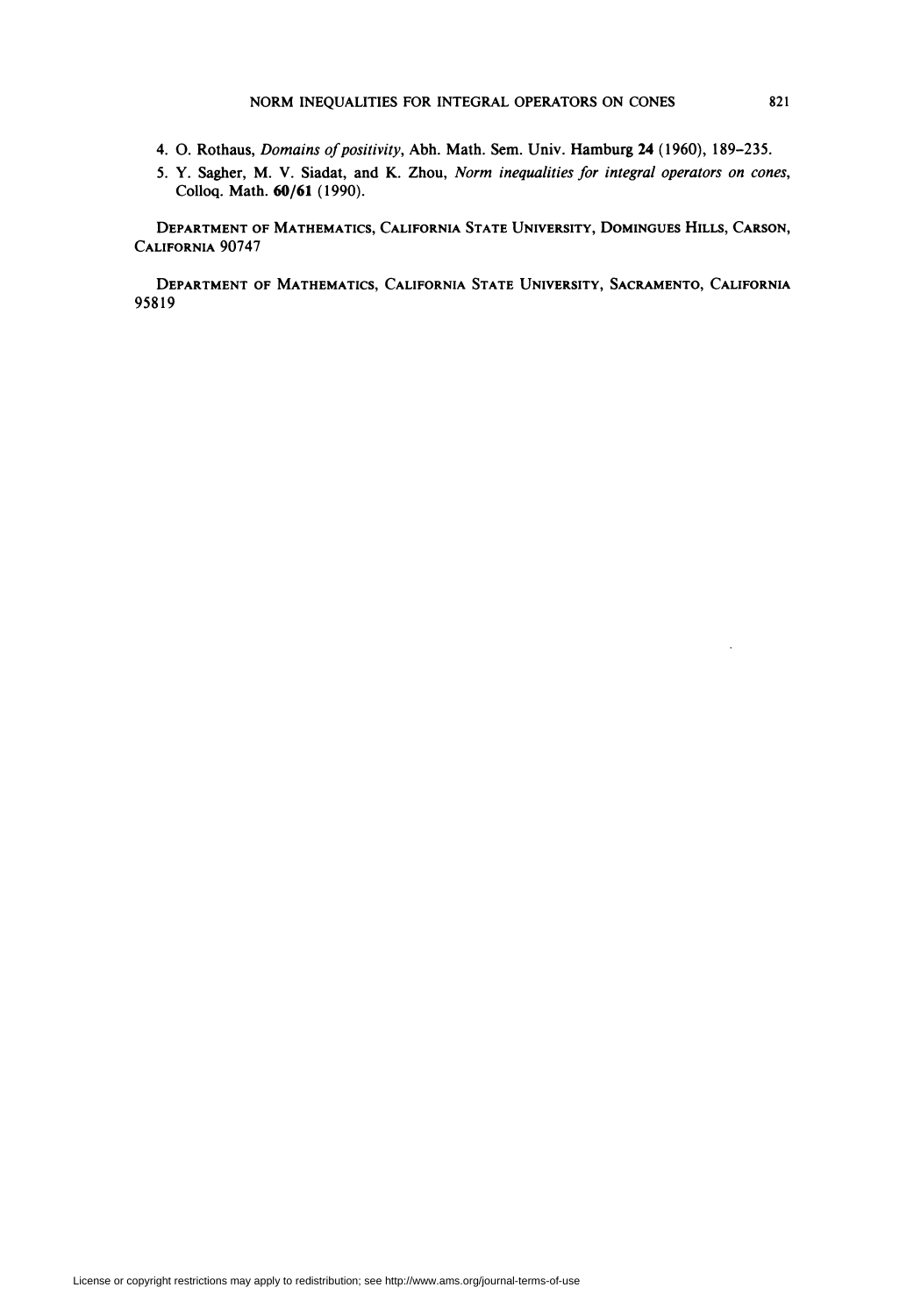4. O. Rothaus, *Domains of positivity*, Abh. Math. Sem. Univ. Hamburg **24** (1960), 189–235.
5. Y. Sagher, M. V. Siadat, and K. Zhou, *Norm inequalities for integral operators on cones*, Colloq. Math. **60/61** (1990).

Department of Mathematics, California State University, Domingues Hills, Carson, California 90747

Department of Mathematics, California State University, Sacramento, California 95819